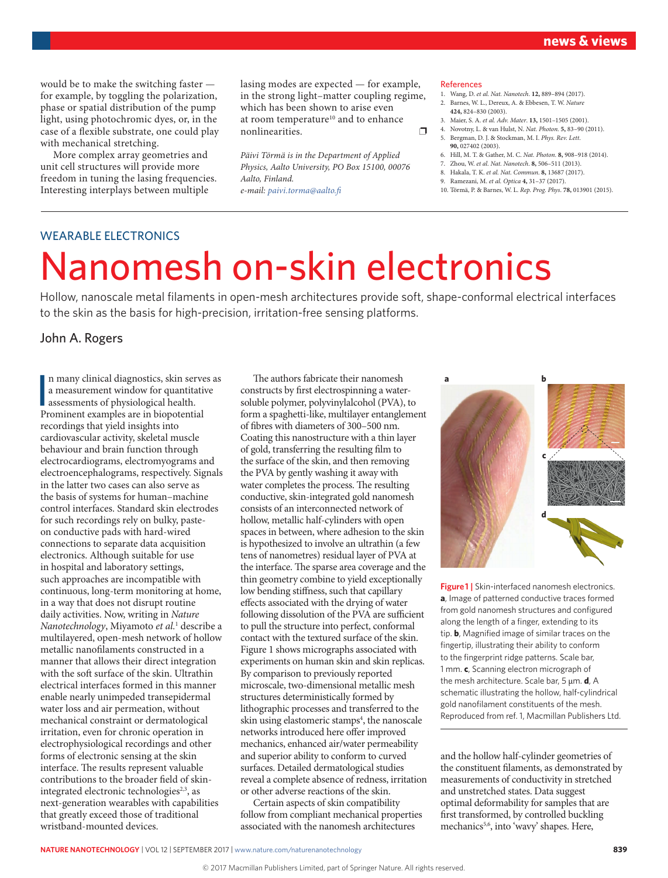would be to make the switching faster — for example, by toggling the polarization, phase or spatial distribution of the pump light, using photochromic dyes, or, in the case of a flexible substrate, one could play with mechanical stretching.

More complex array geometries and unit cell structures will provide more freedom in tuning the lasing frequencies. Interesting interplays between multiple lasing modes are expected — for example, in the strong light–matter coupling regime, which has been shown to arise even at room temperature[10] and to enhance nonlinearities. ❐

*Päivi Törmä is in the Department of Applied Physics, Aalto University, PO Box 15100, 00076 Aalto, Finland.*
*e-mail: paivi.torma@aalto.fi*

## References

1. Wang, D. *et al. Nat. Nanotech.* **12,** 889–894 (2017).
2. Barnes, W. L., Dereux, A. & Ebbesen, T. W. *Nature* **424,** 824–830 (2003).
3. Maier, S. A. *et al. Adv. Mater.* **13,** 1501–1505 (2001).
4. Novotny, L. & van Hulst, N. *Nat. Photon.* **5,** 83–90 (2011).
5. Bergman, D. J. & Stockman, M. I. *Phys. Rev. Lett.* **90,** 027402 (2003).
6. Hill, M. T. & Gather, M. C. *Nat. Photon.* **8,** 908–918 (2014).
7. Zhou, W. *et al. Nat. Nanotech.* **8,** 506–511 (2013).
8. Hakala, T. K. *et al. Nat. Commun.* **8,** 13687 (2017).
9. Ramezani, M. *et al. Optica* **4,** 31–37 (2017).
10. Törmä, P. & Barnes, W. L. *Rep. Prog. Phys.* **78,** 013901 (2015).

WEARABLE ELECTRONICS

# Nanomesh on-skin electronics

Hollow, nanoscale metal filaments in open-mesh architectures provide soft, shape-conformal electrical interfaces to the skin as the basis for high-precision, irritation-free sensing platforms.

## John A. Rogers

In many clinical diagnostics, skin serves as a measurement window for quantitative assessments of physiological health. Prominent examples are in biopotential recordings that yield insights into cardiovascular activity, skeletal muscle behaviour and brain function through electrocardiograms, electromyograms and electroencephalograms, respectively. Signals in the latter two cases can also serve as the basis of systems for human–machine control interfaces. Standard skin electrodes for such recordings rely on bulky, paste-on conductive pads with hard-wired connections to separate data acquisition electronics. Although suitable for use in hospital and laboratory settings, such approaches are incompatible with continuous, long-term monitoring at home, in a way that does not disrupt routine daily activities. Now, writing in *Nature Nanotechnology*, Miyamoto *et al.*[1] describe a multilayered, open-mesh network of hollow metallic nanofilaments constructed in a manner that allows their direct integration with the soft surface of the skin. Ultrathin electrical interfaces formed in this manner enable nearly unimpeded transepidermal water loss and air permeation, without mechanical constraint or dermatological irritation, even for chronic operation in electrophysiological recordings and other forms of electronic sensing at the skin interface. The results represent valuable contributions to the broader field of skin-integrated electronic technologies[2,3], as next-generation wearables with capabilities that greatly exceed those of traditional wristband-mounted devices.

The authors fabricate their nanomesh constructs by first electrospinning a water-soluble polymer, polyvinylalcohol (PVA), to form a spaghetti-like, multilayer entanglement of fibres with diameters of 300–500 nm. Coating this nanostructure with a thin layer of gold, transferring the resulting film to the surface of the skin, and then removing the PVA by gently washing it away with water completes the process. The resulting conductive, skin-integrated gold nanomesh consists of an interconnected network of hollow, metallic half-cylinders with open spaces in between, where adhesion to the skin is hypothesized to involve an ultrathin (a few tens of nanometres) residual layer of PVA at the interface. The sparse area coverage and the thin geometry combine to yield exceptionally low bending stiffness, such that capillary effects associated with the drying of water following dissolution of the PVA are sufficient to pull the structure into perfect, conformal contact with the textured surface of the skin. Figure 1 shows micrographs associated with experiments on human skin and skin replicas. By comparison to previously reported microscale, two-dimensional metallic mesh structures deterministically formed by lithographic processes and transferred to the skin using elastomeric stamps[4], the nanoscale networks introduced here offer improved mechanics, enhanced air/water permeability and superior ability to conform to curved surfaces. Detailed dermatological studies reveal a complete absence of redness, irritation or other adverse reactions of the skin.

Certain aspects of skin compatibility follow from compliant mechanical properties associated with the nanomesh architectures and the hollow half-cylinder geometries of the constituent filaments, as demonstrated by measurements of conductivity in stretched and unstretched states. Data suggest optimal deformability for samples that are first transformed, by controlled buckling mechanics[5,6], into 'wavy' shapes. Here,

**Figure 1 |** Skin-interfaced nanomesh electronics. **a**, Image of patterned conductive traces formed from gold nanomesh structures and configured along the length of a finger, extending to its tip. **b**, Magnified image of similar traces on the fingertip, illustrating their ability to conform to the fingerprint ridge patterns. Scale bar, 1 mm. **c**, Scanning electron micrograph of the mesh architecture. Scale bar, 5 μm. **d**, A schematic illustrating the hollow, half-cylindrical gold nanofilament constituents of the mesh. Reproduced from ref. 1, Macmillan Publishers Ltd.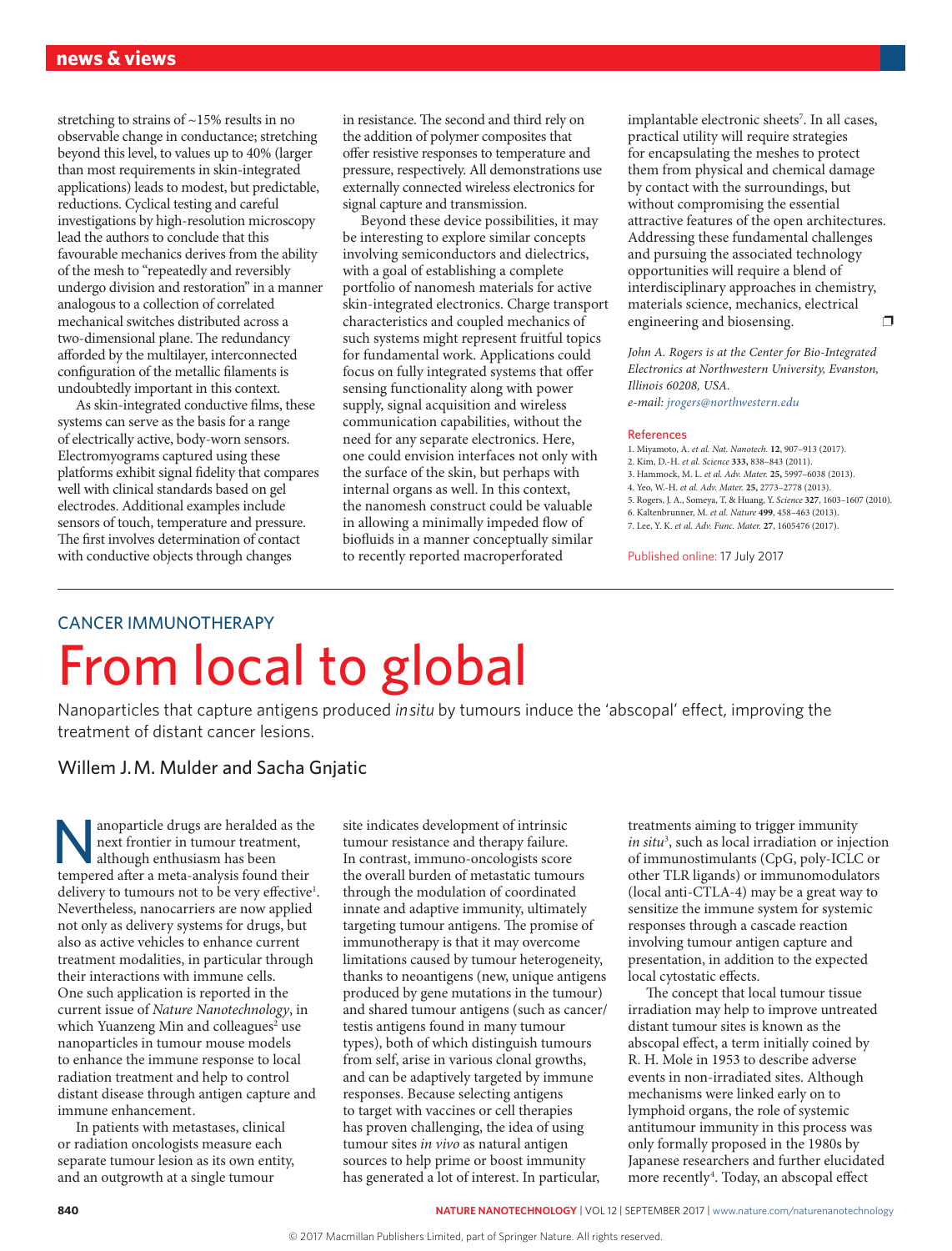stretching to strains of ~15% results in no observable change in conductance; stretching beyond this level, to values up to 40% (larger than most requirements in skin-integrated applications) leads to modest, but predictable, reductions. Cyclical testing and careful investigations by high-resolution microscopy lead the authors to conclude that this favourable mechanics derives from the ability of the mesh to "repeatedly and reversibly undergo division and restoration" in a manner analogous to a collection of correlated mechanical switches distributed across a two-dimensional plane. The redundancy afforded by the multilayer, interconnected configuration of the metallic filaments is undoubtedly important in this context.

As skin-integrated conductive films, these systems can serve as the basis for a range of electrically active, body-worn sensors. Electromyograms captured using these platforms exhibit signal fidelity that compares well with clinical standards based on gel electrodes. Additional examples include sensors of touch, temperature and pressure. The first involves determination of contact with conductive objects through changes in resistance. The second and third rely on the addition of polymer composites that offer resistive responses to temperature and pressure, respectively. All demonstrations use externally connected wireless electronics for signal capture and transmission.

Beyond these device possibilities, it may be interesting to explore similar concepts involving semiconductors and dielectrics, with a goal of establishing a complete portfolio of nanomesh materials for active skin-integrated electronics. Charge transport characteristics and coupled mechanics of such systems might represent fruitful topics for fundamental work. Applications could focus on fully integrated systems that offer sensing functionality along with power supply, signal acquisition and wireless communication capabilities, without the need for any separate electronics. Here, one could envision interfaces not only with the surface of the skin, but perhaps with internal organs as well. In this context, the nanomesh construct could be valuable in allowing a minimally impeded flow of biofluids in a manner conceptually similar to recently reported macroperforated implantable electronic sheets[7]. In all cases, practical utility will require strategies for encapsulating the meshes to protect them from physical and chemical damage by contact with the surroundings, but without compromising the essential attractive features of the open architectures. Addressing these fundamental challenges and pursuing the associated technology opportunities will require a blend of interdisciplinary approaches in chemistry, materials science, mechanics, electrical engineering and biosensing. ❐

*John A. Rogers is at the Center for Bio-Integrated Electronics at Northwestern University, Evanston, Illinois 60208, USA.*
*e-mail: jrogers@northwestern.edu*

### References

1. Miyamoto, A. *et al. Nat. Nanotech.* **12**, 907–913 (2017).
2. Kim, D.-H. *et al. Science* **333**, 838–843 (2011).
3. Hammock, M. L. *et al. Adv. Mater.* **25**, 5997–6038 (2013).
4. Yeo, W.-H. *et al. Adv. Mater.* **25**, 2773–2778 (2013).
5. Rogers, J. A., Someya, T. & Huang, Y. *Science* **327**, 1603–1607 (2010).
6. Kaltenbrunner, M. *et al. Nature* **499**, 458–463 (2013).
7. Lee, Y. K. *et al. Adv. Func. Mater.* **27**, 1605476 (2017).

Published online: 17 July 2017

---

CANCER IMMUNOTHERAPY

# From local to global

Nanoparticles that capture antigens produced *in situ* by tumours induce the 'abscopal' effect, improving the treatment of distant cancer lesions.

**Willem J. M. Mulder and Sacha Gnjatic**

Nanoparticle drugs are heralded as the next frontier in tumour treatment, although enthusiasm has been tempered after a meta-analysis found their delivery to tumours not to be very effective[1]. Nevertheless, nanocarriers are now applied not only as delivery systems for drugs, but also as active vehicles to enhance current treatment modalities, in particular through their interactions with immune cells. One such application is reported in the current issue of *Nature Nanotechnology*, in which Yuanzeng Min and colleagues[2] use nanoparticles in tumour mouse models to enhance the immune response to local radiation treatment and help to control distant disease through antigen capture and immune enhancement.

In patients with metastases, clinical or radiation oncologists measure each separate tumour lesion as its own entity, and an outgrowth at a single tumour site indicates development of intrinsic tumour resistance and therapy failure. In contrast, immuno-oncologists score the overall burden of metastatic tumours through the modulation of coordinated innate and adaptive immunity, ultimately targeting tumour antigens. The promise of immunotherapy is that it may overcome limitations caused by tumour heterogeneity, thanks to neoantigens (new, unique antigens produced by gene mutations in the tumour) and shared tumour antigens (such as cancer/testis antigens found in many tumour types), both of which distinguish tumours from self, arise in various clonal growths, and can be adaptively targeted by immune responses. Because selecting antigens to target with vaccines or cell therapies has proven challenging, the idea of using tumour sites *in vivo* as natural antigen sources to help prime or boost immunity has generated a lot of interest. In particular, treatments aiming to trigger immunity *in situ*[3], such as local irradiation or injection of immunostimulants (CpG, poly-ICLC or other TLR ligands) or immunomodulators (local anti-CTLA-4) may be a great way to sensitize the immune system for systemic responses through a cascade reaction involving tumour antigen capture and presentation, in addition to the expected local cytostatic effects.

The concept that local tumour tissue irradiation may help to improve untreated distant tumour sites is known as the abscopal effect, a term initially coined by R. H. Mole in 1953 to describe adverse events in non-irradiated sites. Although mechanisms were linked early on to lymphoid organs, the role of systemic antitumour immunity in this process was only formally proposed in the 1980s by Japanese researchers and further elucidated more recently[4]. Today, an abscopal effect